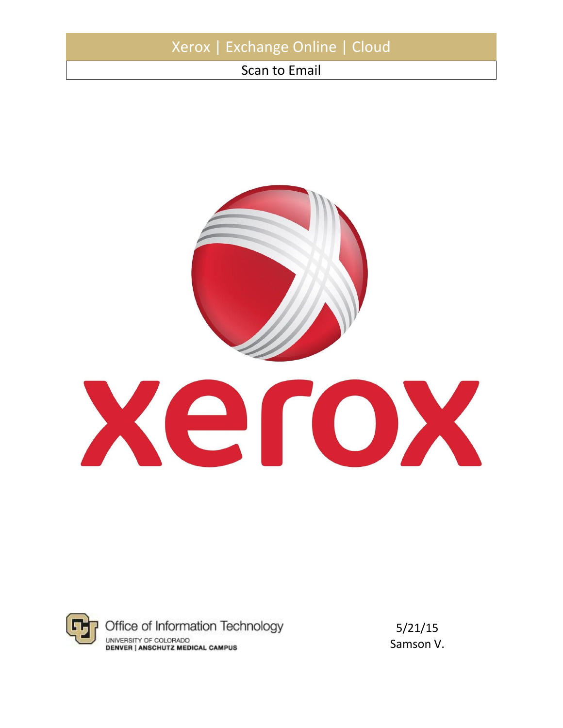# Xerox | Exchange Online | Cloud

## Scan to Email

Office of Information Technology
UNIVERSITY OF COLORADO
DENVER | ANSCHUTZ MEDICAL CAMPUS

5/21/15
Samson V.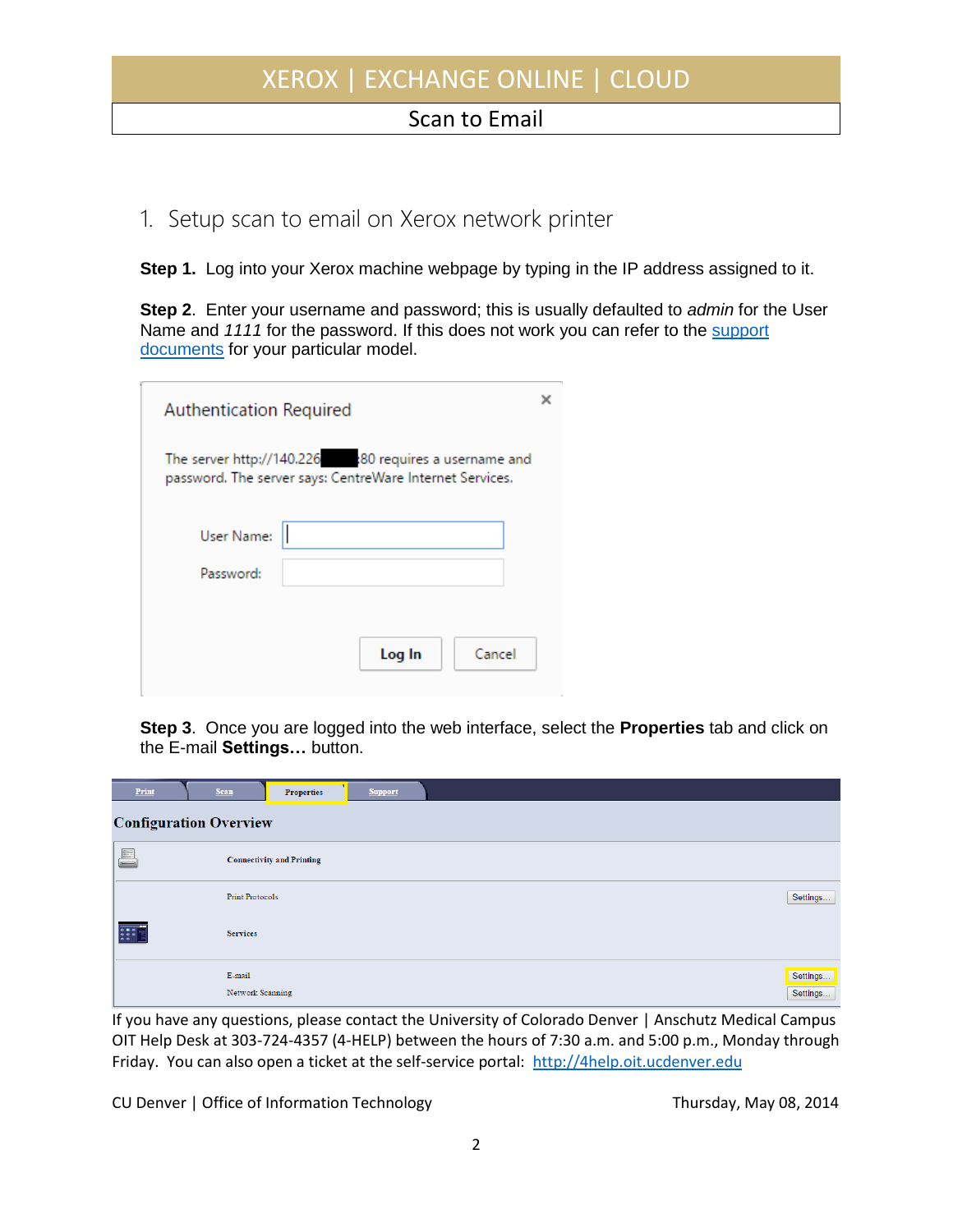## 1. Setup scan to email on Xerox network printer

**Step 1.** Log into your Xerox machine webpage by typing in the IP address assigned to it.

**Step 2**. Enter your username and password; this is usually defaulted to *admin* for the User Name and *1111* for the password. If this does not work you can refer to the [support documents]() for your particular model.

**Step 3**. Once you are logged into the web interface, select the **Properties** tab and click on the E-mail **Settings…** button.

If you have any questions, please contact the University of Colorado Denver | Anschutz Medical Campus OIT Help Desk at 303-724-4357 (4-HELP) between the hours of 7:30 a.m. and 5:00 p.m., Monday through Friday. You can also open a ticket at the self-service portal: [http://4help.oit.ucdenver.edu](http://4help.oit.ucdenver.edu)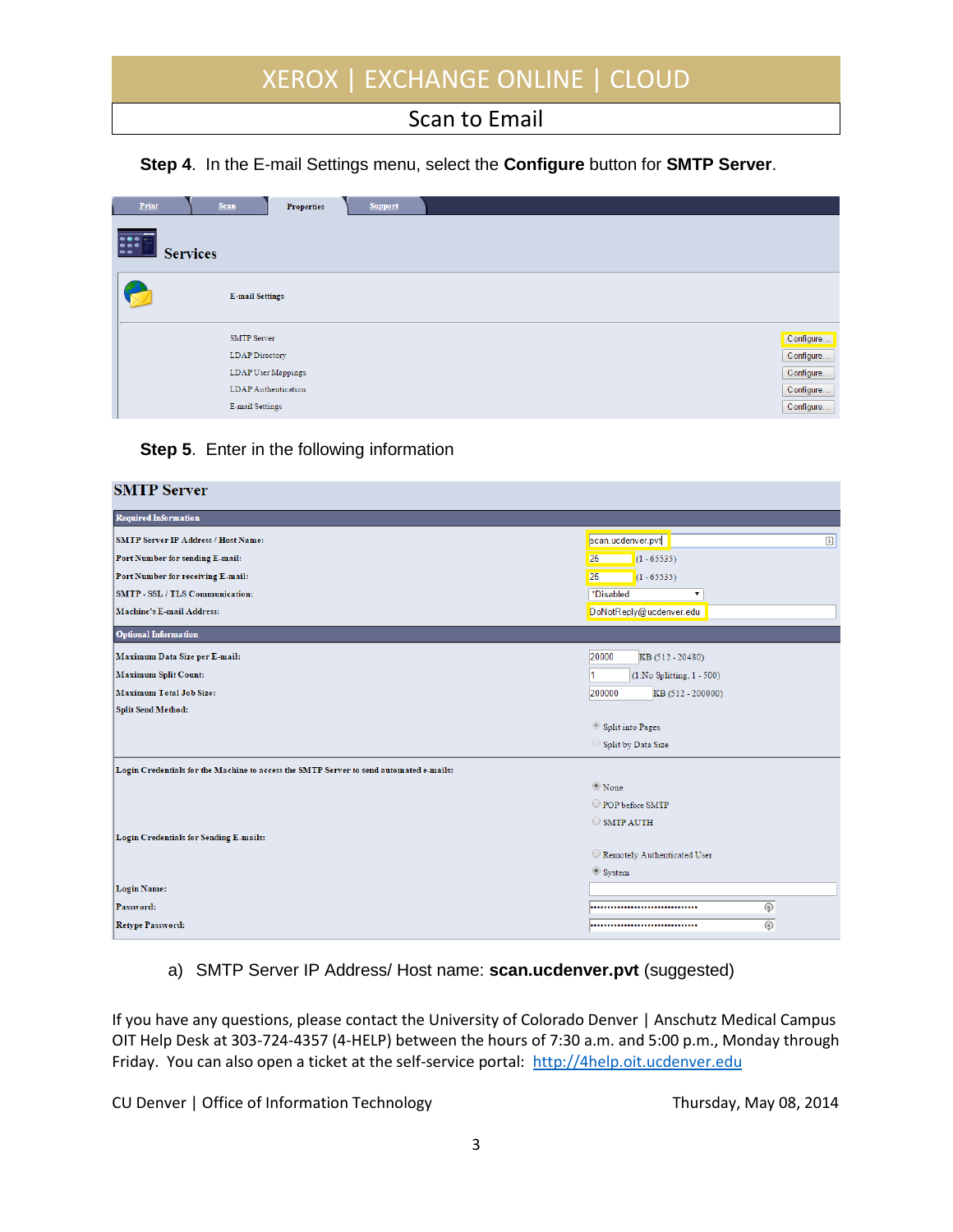**Step 4**. In the E-mail Settings menu, select the **Configure** button for **SMTP Server**.

Print | Scan | Properties | Support

Services

E-mail Settings

| | |
|---|---|
| SMTP Server | Configure... |
| LDAP Directory | Configure... |
| LDAP User Mappings | Configure... |
| LDAP Authentication | Configure... |
| E-mail Settings | Configure... |

**Step 5**. Enter in the following information

**SMTP Server**

| Required Information | |
|---|---|
| SMTP Server IP Address / Host Name: | scan.ucdenver.pvt |
| Port Number for sending E-mail: | 25 (1 - 65535) |
| Port Number for receiving E-mail: | 25 (1 - 65535) |
| SMTP - SSL / TLS Communication: | *Disabled |
| Machine's E-mail Address: | DoNotReply@ucdenver.edu |

| Optional Information | |
|---|---|
| Maximum Data Size per E-mail: | 20000 KB (512 - 20480) |
| Maximum Split Count: | 1 (1:No Splitting, 1 - 500) |
| Maximum Total Job Size: | 200000 KB (512 - 200000) |
| Split Send Method: | Split into Pages / Split by Data Size |
| Login Credentials for the Machine to access the SMTP Server to send automated e-mails: | None / POP before SMTP / SMTP AUTH |
| Login Credentials for Sending E-mails: | Remotely Authenticated User / System |
| Login Name: | |
| Password: | •••••••••••••••••••••••••••••••• |
| Retype Password: | •••••••••••••••••••••••••••••••• |

a) SMTP Server IP Address/ Host name: **scan.ucdenver.pvt** (suggested)

If you have any questions, please contact the University of Colorado Denver | Anschutz Medical Campus OIT Help Desk at 303-724-4357 (4-HELP) between the hours of 7:30 a.m. and 5:00 p.m., Monday through Friday. You can also open a ticket at the self-service portal: http://4help.oit.ucdenver.edu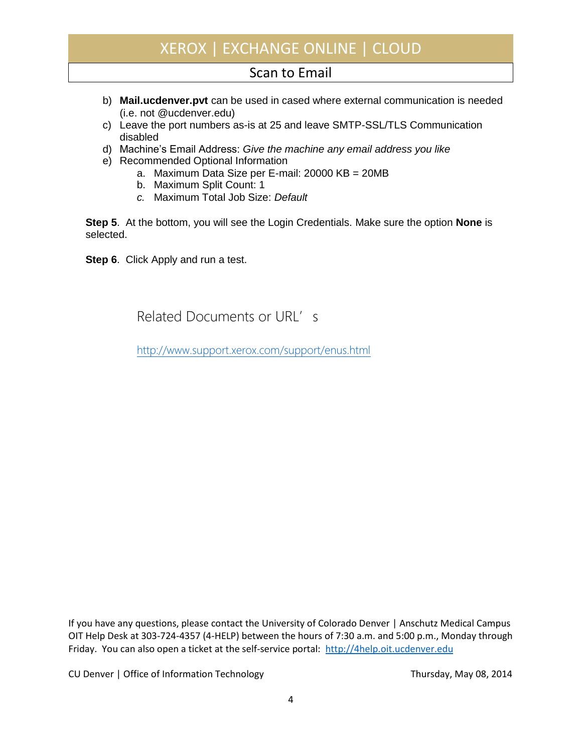b) **Mail.ucdenver.pvt** can be used in cased where external communication is needed (i.e. not @ucdenver.edu)
c) Leave the port numbers as-is at 25 and leave SMTP-SSL/TLS Communication disabled
d) Machine's Email Address: *Give the machine any email address you like*
e) Recommended Optional Information
   a. Maximum Data Size per E-mail: 20000 KB = 20MB
   b. Maximum Split Count: 1
   *c.* Maximum Total Job Size: *Default*

**Step 5**. At the bottom, you will see the Login Credentials. Make sure the option **None** is selected.

**Step 6**. Click Apply and run a test.

## Related Documents or URL's

http://www.support.xerox.com/support/enus.html

If you have any questions, please contact the University of Colorado Denver | Anschutz Medical Campus OIT Help Desk at 303-724-4357 (4-HELP) between the hours of 7:30 a.m. and 5:00 p.m., Monday through Friday. You can also open a ticket at the self-service portal: http://4help.oit.ucdenver.edu